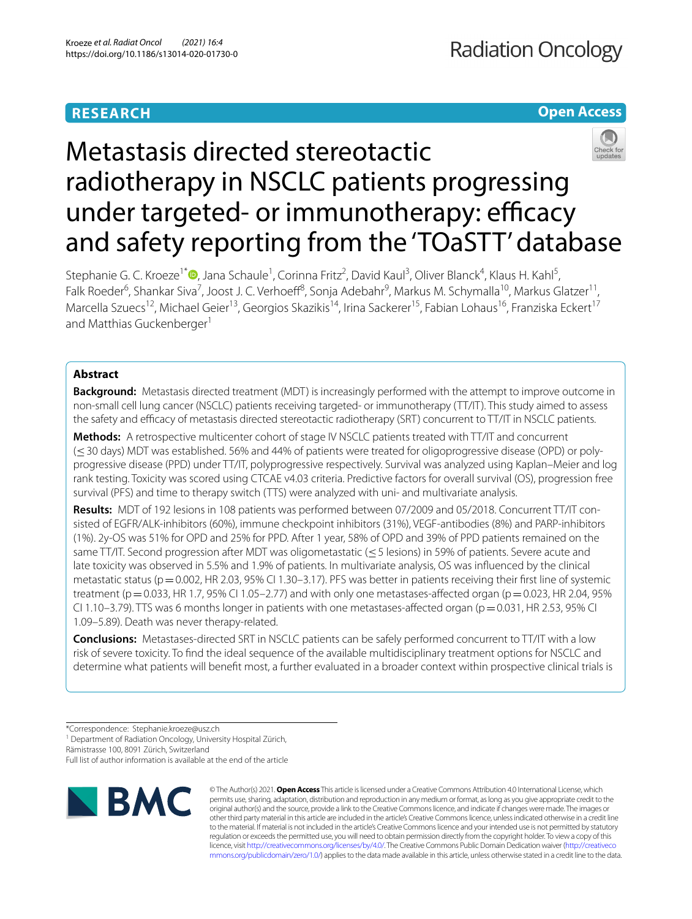**RESEARCH** **Open Access**

# Metastasis directed stereotactic radiotherapy in NSCLC patients progressing under targeted- or immunotherapy: efficacy and safety reporting from the 'TOaSTT' database

Stephanie G. C. Kroeze[1*], Jana Schaule[1], Corinna Fritz[2], David Kaul[3], Oliver Blanck[4], Klaus H. Kahl[5], Falk Roeder[6], Shankar Siva[7], Joost J. C. Verhoeff[8], Sonja Adebahr[9], Markus M. Schymalla[10], Markus Glatzer[11], Marcella Szuecs[12], Michael Geier[13], Georgios Skazikis[14], Irina Sackerer[15], Fabian Lohaus[16], Franziska Eckert[17] and Matthias Guckenberger[1]

## Abstract

**Background:** Metastasis directed treatment (MDT) is increasingly performed with the attempt to improve outcome in non-small cell lung cancer (NSCLC) patients receiving targeted- or immunotherapy (TT/IT). This study aimed to assess the safety and efficacy of metastasis directed stereotactic radiotherapy (SRT) concurrent to TT/IT in NSCLC patients.

**Methods:** A retrospective multicenter cohort of stage IV NSCLC patients treated with TT/IT and concurrent (≤ 30 days) MDT was established. 56% and 44% of patients were treated for oligoprogressive disease (OPD) or polyprogressive disease (PPD) under TT/IT, polyprogressive respectively. Survival was analyzed using Kaplan–Meier and log rank testing. Toxicity was scored using CTCAE v4.03 criteria. Predictive factors for overall survival (OS), progression free survival (PFS) and time to therapy switch (TTS) were analyzed with uni- and multivariate analysis.

**Results:** MDT of 192 lesions in 108 patients was performed between 07/2009 and 05/2018. Concurrent TT/IT consisted of EGFR/ALK-inhibitors (60%), immune checkpoint inhibitors (31%), VEGF-antibodies (8%) and PARP-inhibitors (1%). 2y-OS was 51% for OPD and 25% for PPD. After 1 year, 58% of OPD and 39% of PPD patients remained on the same TT/IT. Second progression after MDT was oligometastatic (≤ 5 lesions) in 59% of patients. Severe acute and late toxicity was observed in 5.5% and 1.9% of patients. In multivariate analysis, OS was influenced by the clinical metastatic status (p = 0.002, HR 2.03, 95% CI 1.30–3.17). PFS was better in patients receiving their first line of systemic treatment (p = 0.033, HR 1.7, 95% CI 1.05–2.77) and with only one metastases-affected organ (p = 0.023, HR 2.04, 95% CI 1.10–3.79). TTS was 6 months longer in patients with one metastases-affected organ (p = 0.031, HR 2.53, 95% CI 1.09–5.89). Death was never therapy-related.

**Conclusions:** Metastases-directed SRT in NSCLC patients can be safely performed concurrent to TT/IT with a low risk of severe toxicity. To find the ideal sequence of the available multidisciplinary treatment options for NSCLC and determine what patients will benefit most, a further evaluated in a broader context within prospective clinical trials is

*Correspondence: Stephanie.kroeze@usz.ch
[1] Department of Radiation Oncology, University Hospital Zürich, Rämistrasse 100, 8091 Zürich, Switzerland
Full list of author information is available at the end of the article

© The Author(s) 2021. **Open Access** This article is licensed under a Creative Commons Attribution 4.0 International License, which permits use, sharing, adaptation, distribution and reproduction in any medium or format, as long as you give appropriate credit to the original author(s) and the source, provide a link to the Creative Commons licence, and indicate if changes were made. The images or other third party material in this article are included in the article's Creative Commons licence, unless indicated otherwise in a credit line to the material. If material is not included in the article's Creative Commons licence and your intended use is not permitted by statutory regulation or exceeds the permitted use, you will need to obtain permission directly from the copyright holder. To view a copy of this licence, visit http://creativecommons.org/licenses/by/4.0/. The Creative Commons Public Domain Dedication waiver (http://creativecommons.org/publicdomain/zero/1.0/) applies to the data made available in this article, unless otherwise stated in a credit line to the data.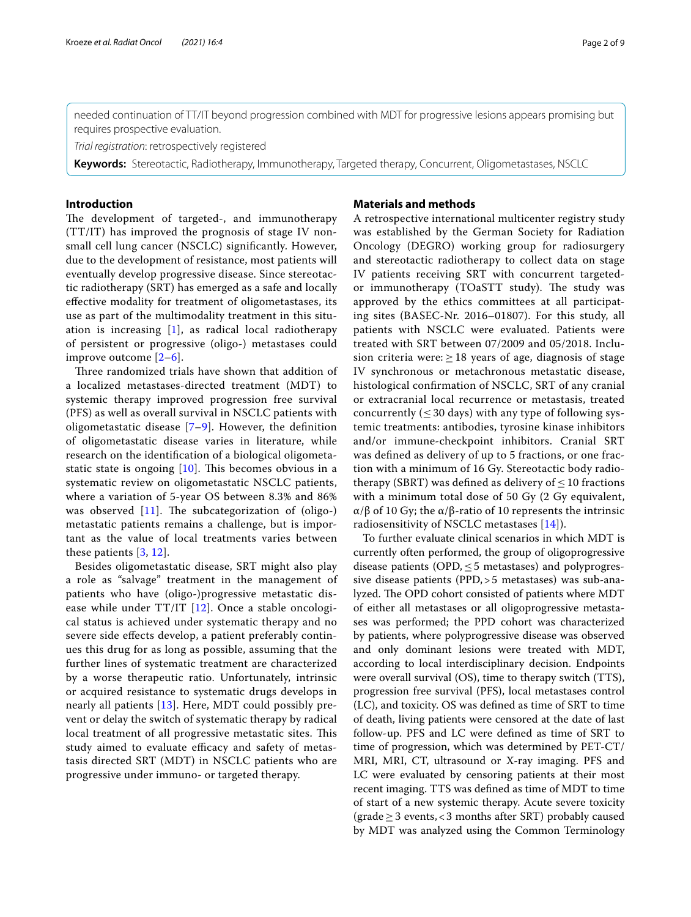needed continuation of TT/IT beyond progression combined with MDT for progressive lesions appears promising but requires prospective evaluation.

*Trial registration*: retrospectively registered

**Keywords:** Stereotactic, Radiotherapy, Immunotherapy, Targeted therapy, Concurrent, Oligometastases, NSCLC

## Introduction

The development of targeted-, and immunotherapy (TT/IT) has improved the prognosis of stage IV non-small cell lung cancer (NSCLC) significantly. However, due to the development of resistance, most patients will eventually develop progressive disease. Since stereotactic radiotherapy (SRT) has emerged as a safe and locally effective modality for treatment of oligometastases, its use as part of the multimodality treatment in this situation is increasing [1], as radical local radiotherapy of persistent or progressive (oligo-) metastases could improve outcome [2–6].

Three randomized trials have shown that addition of a localized metastases-directed treatment (MDT) to systemic therapy improved progression free survival (PFS) as well as overall survival in NSCLC patients with oligometastatic disease [7–9]. However, the definition of oligometastatic disease varies in literature, while research on the identification of a biological oligometastatic state is ongoing [10]. This becomes obvious in a systematic review on oligometastatic NSCLC patients, where a variation of 5-year OS between 8.3% and 86% was observed [11]. The subcategorization of (oligo-) metastatic patients remains a challenge, but is important as the value of local treatments varies between these patients [3, 12].

Besides oligometastatic disease, SRT might also play a role as "salvage" treatment in the management of patients who have (oligo-)progressive metastatic disease while under TT/IT [12]. Once a stable oncological status is achieved under systematic therapy and no severe side effects develop, a patient preferably continues this drug for as long as possible, assuming that the further lines of systematic treatment are characterized by a worse therapeutic ratio. Unfortunately, intrinsic or acquired resistance to systematic drugs develops in nearly all patients [13]. Here, MDT could possibly prevent or delay the switch of systematic therapy by radical local treatment of all progressive metastatic sites. This study aimed to evaluate efficacy and safety of metastasis directed SRT (MDT) in NSCLC patients who are progressive under immuno- or targeted therapy.

## Materials and methods

A retrospective international multicenter registry study was established by the German Society for Radiation Oncology (DEGRO) working group for radiosurgery and stereotactic radiotherapy to collect data on stage IV patients receiving SRT with concurrent targeted- or immunotherapy (TOaSTT study). The study was approved by the ethics committees at all participating sites (BASEC-Nr. 2016–01807). For this study, all patients with NSCLC were evaluated. Patients were treated with SRT between 07/2009 and 05/2018. Inclusion criteria were: $\geq$ 18 years of age, diagnosis of stage IV synchronous or metachronous metastatic disease, histological confirmation of NSCLC, SRT of any cranial or extracranial local recurrence or metastasis, treated concurrently ($\leq$ 30 days) with any type of following systemic treatments: antibodies, tyrosine kinase inhibitors and/or immune-checkpoint inhibitors. Cranial SRT was defined as delivery of up to 5 fractions, or one fraction with a minimum of 16 Gy. Stereotactic body radiotherapy (SBRT) was defined as delivery of $\leq$ 10 fractions with a minimum total dose of 50 Gy (2 Gy equivalent, $\alpha/\beta$ of 10 Gy; the $\alpha/\beta$-ratio of 10 represents the intrinsic radiosensitivity of NSCLC metastases [14]).

To further evaluate clinical scenarios in which MDT is currently often performed, the group of oligoprogressive disease patients (OPD, $\leq$ 5 metastases) and polyprogressive disease patients (PPD, > 5 metastases) was sub-analyzed. The OPD cohort consisted of patients where MDT of either all metastases or all oligoprogressive metastases was performed; the PPD cohort was characterized by patients, where polyprogressive disease was observed and only dominant lesions were treated with MDT, according to local interdisciplinary decision. Endpoints were overall survival (OS), time to therapy switch (TTS), progression free survival (PFS), local metastases control (LC), and toxicity. OS was defined as time of SRT to time of death, living patients were censored at the date of last follow-up. PFS and LC were defined as time of SRT to time of progression, which was determined by PET-CT/MRI, MRI, CT, ultrasound or X-ray imaging. PFS and LC were evaluated by censoring patients at their most recent imaging. TTS was defined as time of MDT to time of start of a new systemic therapy. Acute severe toxicity (grade $\geq$ 3 events, < 3 months after SRT) probably caused by MDT was analyzed using the Common Terminology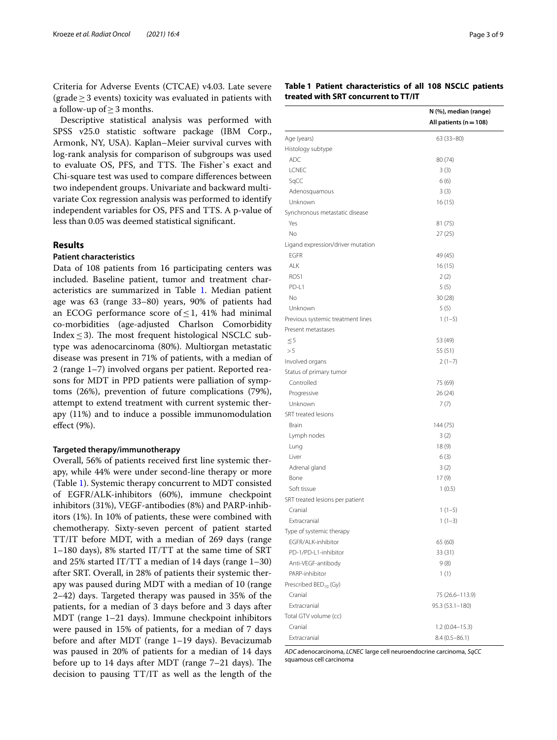Criteria for Adverse Events (CTCAE) v4.03. Late severe (grade ≥ 3 events) toxicity was evaluated in patients with a follow-up of ≥ 3 months.

Descriptive statistical analysis was performed with SPSS v25.0 statistic software package (IBM Corp., Armonk, NY, USA). Kaplan–Meier survival curves with log-rank analysis for comparison of subgroups was used to evaluate OS, PFS, and TTS. The Fisher`s exact and Chi-square test was used to compare differences between two independent groups. Univariate and backward multivariate Cox regression analysis was performed to identify independent variables for OS, PFS and TTS. A p-value of less than 0.05 was deemed statistical significant.

## Results

### Patient characteristics

Data of 108 patients from 16 participating centers was included. Baseline patient, tumor and treatment characteristics are summarized in Table 1. Median patient age was 63 (range 33–80) years, 90% of patients had an ECOG performance score of ≤ 1, 41% had minimal co-morbidities (age-adjusted Charlson Comorbidity Index ≤ 3). The most frequent histological NSCLC subtype was adenocarcinoma (80%). Multiorgan metastatic disease was present in 71% of patients, with a median of 2 (range 1–7) involved organs per patient. Reported reasons for MDT in PPD patients were palliation of symptoms (26%), prevention of future complications (79%), attempt to extend treatment with current systemic therapy (11%) and to induce a possible immunomodulation effect (9%).

### Targeted therapy/immunotherapy

Overall, 56% of patients received first line systemic therapy, while 44% were under second-line therapy or more (Table 1). Systemic therapy concurrent to MDT consisted of EGFR/ALK-inhibitors (60%), immune checkpoint inhibitors (31%), VEGF-antibodies (8%) and PARP-inhibitors (1%). In 10% of patients, these were combined with chemotherapy. Sixty-seven percent of patient started TT/IT before MDT, with a median of 269 days (range 1–180 days), 8% started IT/TT at the same time of SRT and 25% started IT/TT a median of 14 days (range 1–30) after SRT. Overall, in 28% of patients their systemic therapy was paused during MDT with a median of 10 (range 2–42) days. Targeted therapy was paused in 35% of the patients, for a median of 3 days before and 3 days after MDT (range 1–21 days). Immune checkpoint inhibitors were paused in 15% of patients, for a median of 7 days before and after MDT (range 1–19 days). Bevacizumab was paused in 20% of patients for a median of 14 days before up to 14 days after MDT (range 7–21 days). The decision to pausing TT/IT as well as the length of the

**Table 1 Patient characteristics of all 108 NSCLC patients treated with SRT concurrent to TT/IT**

| | N (%), median (range) All patients (n = 108) |
|---|---|
| Age (years) | 63 (33–80) |
| Histology subtype | |
| ADC | 80 (74) |
| LCNEC | 3 (3) |
| SqCC | 6 (6) |
| Adenosquamous | 3 (3) |
| Unknown | 16 (15) |
| Synchronous metastatic disease | |
| Yes | 81 (75) |
| No | 27 (25) |
| Ligand expression/driver mutation | |
| EGFR | 49 (45) |
| ALK | 16 (15) |
| ROS1 | 2 (2) |
| PD-L1 | 5 (5) |
| No | 30 (28) |
| Unknown | 5 (5) |
| Previous systemic treatment lines | 1 (1–5) |
| Present metastases | |
| ≤ 5 | 53 (49) |
| > 5 | 55 (51) |
| Involved organs | 2 (1–7) |
| Status of primary tumor | |
| Controlled | 75 (69) |
| Progressive | 26 (24) |
| Unknown | 7 (7) |
| SRT treated lesions | |
| Brain | 144 (75) |
| Lymph nodes | 3 (2) |
| Lung | 18 (9) |
| Liver | 6 (3) |
| Adrenal gland | 3 (2) |
| Bone | 17 (9) |
| Soft tissue | 1 (0.5) |
| SRT treated lesions per patient | |
| Cranial | 1 (1–5) |
| Extracranial | 1 (1–3) |
| Type of systemic therapy | |
| EGFR/ALK-inhibitor | 65 (60) |
| PD-1/PD-L1-inhibitor | 33 (31) |
| Anti-VEGF-antibody | 9 (8) |
| PARP-inhibitor | 1 (1) |
| Prescribed $BED_{10}$ (Gy) | |
| Cranial | 75 (26.6–113.9) |
| Extracranial | 95.3 (53.1–180) |
| Total GTV volume (cc) | |
| Cranial | 1.2 (0.04–15.3) |
| Extracranial | 8.4 (0.5–86.1) |

*ADC* adenocarcinoma, *LCNEC* large cell neuroendocrine carcinoma, *SqCC* squamous cell carcinoma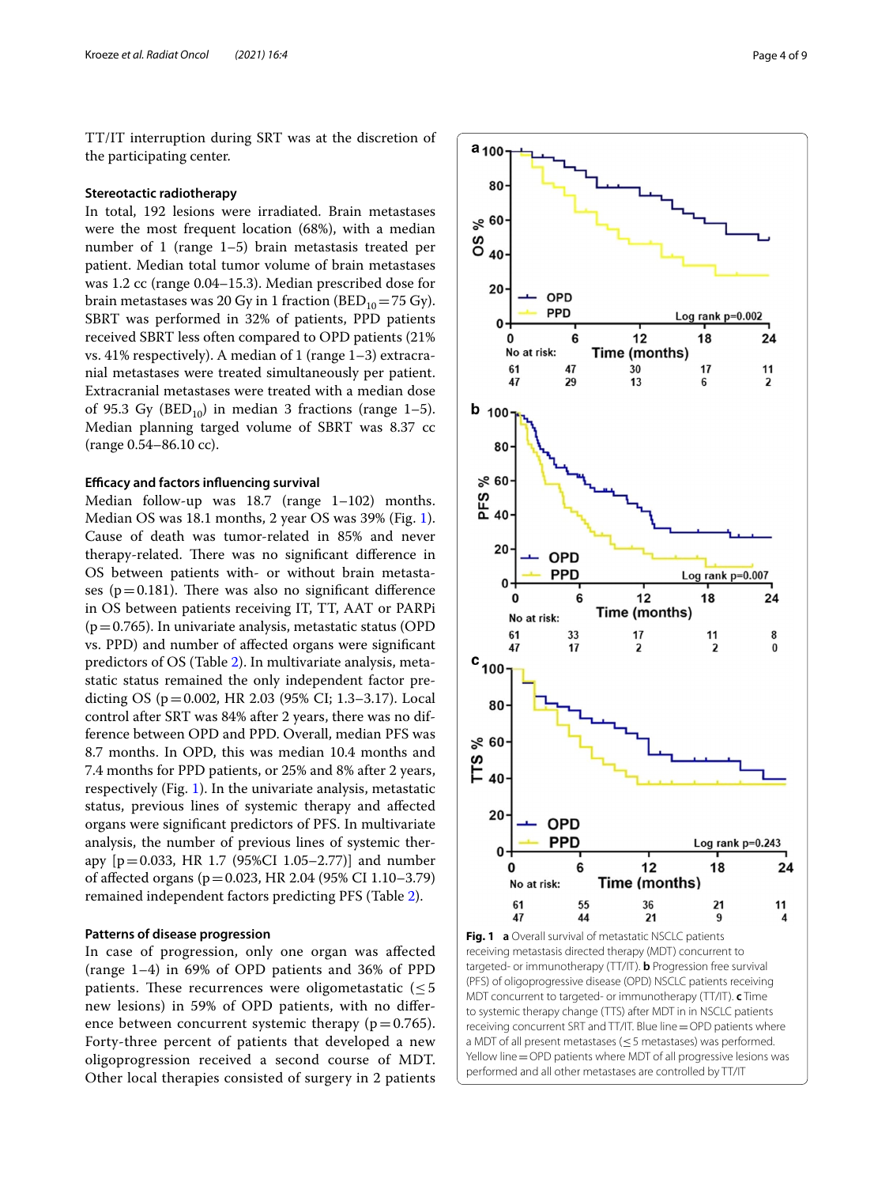TT/IT interruption during SRT was at the discretion of the participating center.

### Stereotactic radiotherapy

In total, 192 lesions were irradiated. Brain metastases were the most frequent location (68%), with a median number of 1 (range 1–5) brain metastasis treated per patient. Median total tumor volume of brain metastases was 1.2 cc (range 0.04–15.3). Median prescribed dose for brain metastases was 20 Gy in 1 fraction ($BED_{10}$ = 75 Gy). SBRT was performed in 32% of patients, PPD patients received SBRT less often compared to OPD patients (21% vs. 41% respectively). A median of 1 (range 1–3) extracranial metastases were treated simultaneously per patient. Extracranial metastases were treated with a median dose of 95.3 Gy ($BED_{10}$) in median 3 fractions (range 1–5). Median planning targed volume of SBRT was 8.37 cc (range 0.54–86.10 cc).

### Efficacy and factors influencing survival

Median follow-up was 18.7 (range 1–102) months. Median OS was 18.1 months, 2 year OS was 39% (Fig. 1). Cause of death was tumor-related in 85% and never therapy-related. There was no significant difference in OS between patients with- or without brain metastases ($p=0.181$). There was also no significant difference in OS between patients receiving IT, TT, AAT or PARPi ($p=0.765$). In univariate analysis, metastatic status (OPD vs. PPD) and number of affected organs were significant predictors of OS (Table 2). In multivariate analysis, metastatic status remained the only independent factor predicting OS ($p=0.002$, HR 2.03 (95% CI; 1.3–3.17). Local control after SRT was 84% after 2 years, there was no difference between OPD and PPD. Overall, median PFS was 8.7 months. In OPD, this was median 10.4 months and 7.4 months for PPD patients, or 25% and 8% after 2 years, respectively (Fig. 1). In the univariate analysis, metastatic status, previous lines of systemic therapy and affected organs were significant predictors of PFS. In multivariate analysis, the number of previous lines of systemic therapy [$p=0.033$, HR 1.7 (95%CI 1.05–2.77)] and number of affected organs ($p=0.023$, HR 2.04 (95% CI 1.10–3.79) remained independent factors predicting PFS (Table 2).

### Patterns of disease progression

In case of progression, only one organ was affected (range 1–4) in 69% of OPD patients and 36% of PPD patients. These recurrences were oligometastatic (≤5 new lesions) in 59% of OPD patients, with no difference between concurrent systemic therapy ($p=0.765$). Forty-three percent of patients that developed a new oligoprogression received a second course of MDT. Other local therapies consisted of surgery in 2 patients

**Fig. 1** **a** Overall survival of metastatic NSCLC patients receiving metastasis directed therapy (MDT) concurrent to targeted- or immunotherapy (TT/IT). **b** Progression free survival (PFS) of oligoprogressive disease (OPD) NSCLC patients receiving MDT concurrent to targeted- or immunotherapy (TT/IT). **c** Time to systemic therapy change (TTS) after MDT in in NSCLC patients receiving concurrent SRT and TT/IT. Blue line = OPD patients where a MDT of all present metastases (≤5 metastases) was performed. Yellow line = OPD patients where MDT of all progressive lesions was performed and all other metastases are controlled by TT/IT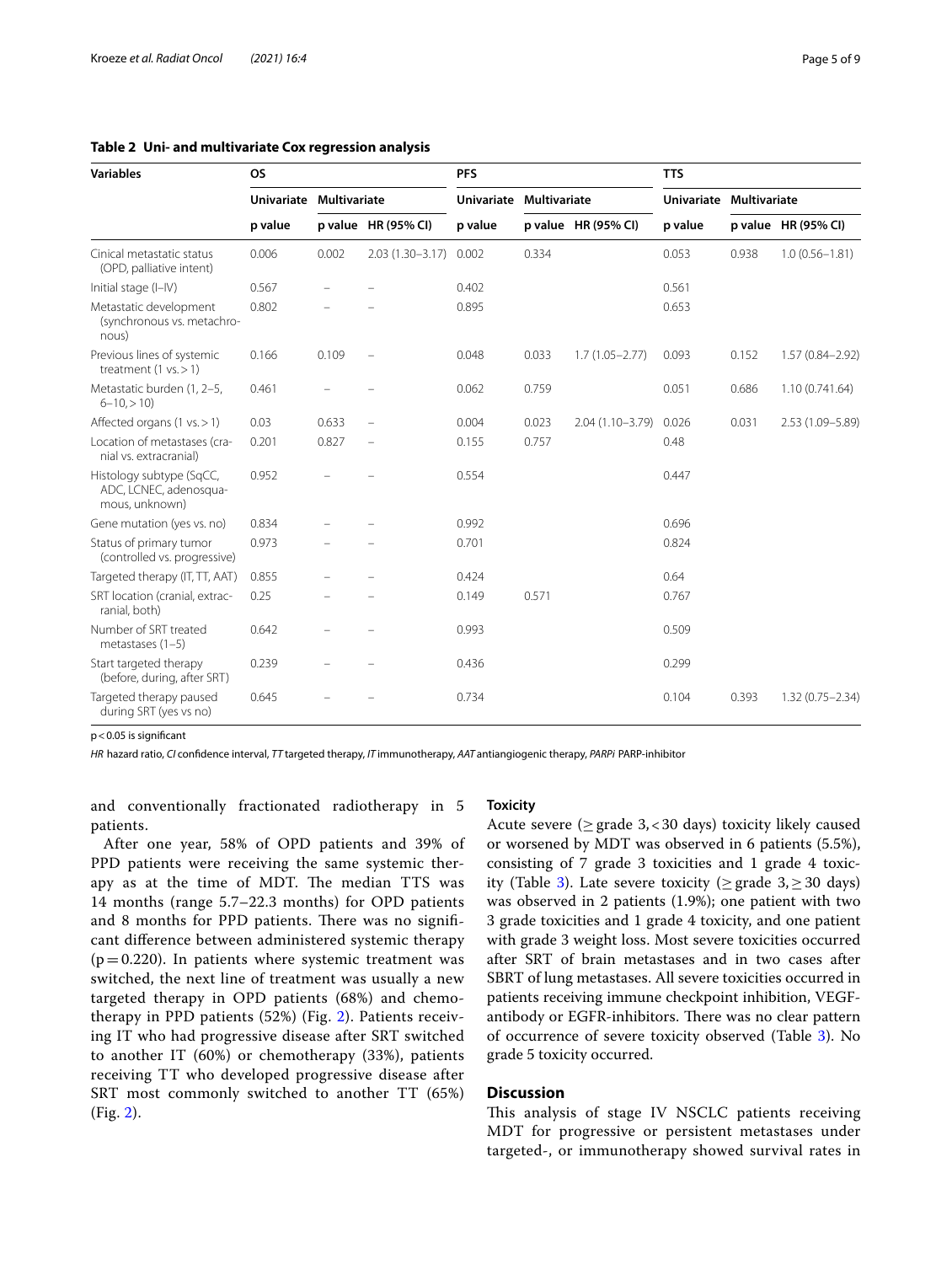**Table 2 Uni- and multivariate Cox regression analysis**

| Variables | OS | | | PFS | | | TTS | | |
|---|---|---|---|---|---|---|---|---|---|
| | Univariate | Multivariate | | Univariate | Multivariate | | Univariate | Multivariate | |
| | p value | p value | HR (95% CI) | p value | p value | HR (95% CI) | p value | p value | HR (95% CI) |
| Cinical metastatic status (OPD, palliative intent) | 0.006 | 0.002 | 2.03 (1.30–3.17) | 0.002 | 0.334 | | 0.053 | 0.938 | 1.0 (0.56–1.81) |
| Initial stage (I–IV) | 0.567 | – | – | 0.402 | | | 0.561 | | |
| Metastatic development (synchronous vs. metachronous) | 0.802 | – | – | 0.895 | | | 0.653 | | |
| Previous lines of systemic treatment (1 vs. > 1) | 0.166 | 0.109 | – | 0.048 | 0.033 | 1.7 (1.05–2.77) | 0.093 | 0.152 | 1.57 (0.84–2.92) |
| Metastatic burden (1, 2–5, 6–10, > 10) | 0.461 | – | – | 0.062 | 0.759 | | 0.051 | 0.686 | 1.10 (0.741.64) |
| Affected organs (1 vs. > 1) | 0.03 | 0.633 | – | 0.004 | 0.023 | 2.04 (1.10–3.79) | 0.026 | 0.031 | 2.53 (1.09–5.89) |
| Location of metastases (cranial vs. extracranial) | 0.201 | 0.827 | – | 0.155 | 0.757 | | 0.48 | | |
| Histology subtype (SqCC, ADC, LCNEC, adenosquamous, unknown) | 0.952 | – | – | 0.554 | | | 0.447 | | |
| Gene mutation (yes vs. no) | 0.834 | – | – | 0.992 | | | 0.696 | | |
| Status of primary tumor (controlled vs. progressive) | 0.973 | – | – | 0.701 | | | 0.824 | | |
| Targeted therapy (IT, TT, AAT) | 0.855 | – | – | 0.424 | | | 0.64 | | |
| SRT location (cranial, extracranial, both) | 0.25 | – | – | 0.149 | 0.571 | | 0.767 | | |
| Number of SRT treated metastases (1–5) | 0.642 | – | – | 0.993 | | | 0.509 | | |
| Start targeted therapy (before, during, after SRT) | 0.239 | – | – | 0.436 | | | 0.299 | | |
| Targeted therapy paused during SRT (yes vs no) | 0.645 | – | – | 0.734 | | | 0.104 | 0.393 | 1.32 (0.75–2.34) |

$p < 0.05$ is significant

*HR* hazard ratio, *CI* confidence interval, *TT* targeted therapy, *IT* immunotherapy, *AAT* antiangiogenic therapy, *PARPi* PARP-inhibitor

and conventionally fractionated radiotherapy in 5 patients.

After one year, 58% of OPD patients and 39% of PPD patients were receiving the same systemic therapy as at the time of MDT. The median TTS was 14 months (range 5.7–22.3 months) for OPD patients and 8 months for PPD patients. There was no significant difference between administered systemic therapy ($p = 0.220$). In patients where systemic treatment was switched, the next line of treatment was usually a new targeted therapy in OPD patients (68%) and chemotherapy in PPD patients (52%) (Fig. 2). Patients receiving IT who had progressive disease after SRT switched to another IT (60%) or chemotherapy (33%), patients receiving TT who developed progressive disease after SRT most commonly switched to another TT (65%) (Fig. 2).

### Toxicity

Acute severe (≥ grade 3, < 30 days) toxicity likely caused or worsened by MDT was observed in 6 patients (5.5%), consisting of 7 grade 3 toxicities and 1 grade 4 toxicity (Table 3). Late severe toxicity (≥ grade 3, ≥ 30 days) was observed in 2 patients (1.9%); one patient with two 3 grade toxicities and 1 grade 4 toxicity, and one patient with grade 3 weight loss. Most severe toxicities occurred after SRT of brain metastases and in two cases after SBRT of lung metastases. All severe toxicities occurred in patients receiving immune checkpoint inhibition, VEGF-antibody or EGFR-inhibitors. There was no clear pattern of occurrence of severe toxicity observed (Table 3). No grade 5 toxicity occurred.

## Discussion

This analysis of stage IV NSCLC patients receiving MDT for progressive or persistent metastases under targeted-, or immunotherapy showed survival rates in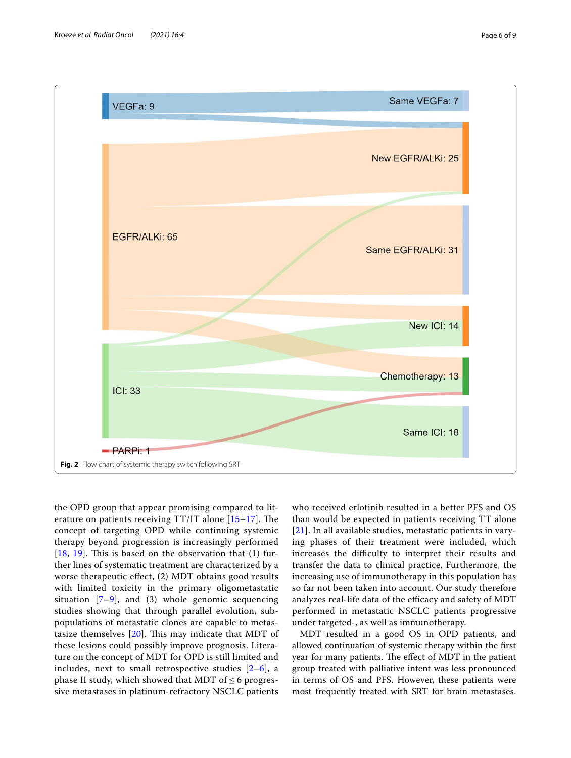Fig. 2 Flow chart of systemic therapy switch following SRT

the OPD group that appear promising compared to literature on patients receiving TT/IT alone [15–17]. The concept of targeting OPD while continuing systemic therapy beyond progression is increasingly performed [18, 19]. This is based on the observation that (1) further lines of systematic treatment are characterized by a worse therapeutic effect, (2) MDT obtains good results with limited toxicity in the primary oligometastatic situation [7–9], and (3) whole genomic sequencing studies showing that through parallel evolution, subpopulations of metastatic clones are capable to metastasize themselves [20]. This may indicate that MDT of these lesions could possibly improve prognosis. Literature on the concept of MDT for OPD is still limited and includes, next to small retrospective studies [2–6], a phase II study, which showed that MDT of ≤ 6 progressive metastases in platinum-refractory NSCLC patients who received erlotinib resulted in a better PFS and OS than would be expected in patients receiving TT alone [21]. In all available studies, metastatic patients in varying phases of their treatment were included, which increases the difficulty to interpret their results and transfer the data to clinical practice. Furthermore, the increasing use of immunotherapy in this population has so far not been taken into account. Our study therefore analyzes real-life data of the efficacy and safety of MDT performed in metastatic NSCLC patients progressive under targeted-, as well as immunotherapy.

MDT resulted in a good OS in OPD patients, and allowed continuation of systemic therapy within the first year for many patients. The effect of MDT in the patient group treated with palliative intent was less pronounced in terms of OS and PFS. However, these patients were most frequently treated with SRT for brain metastases.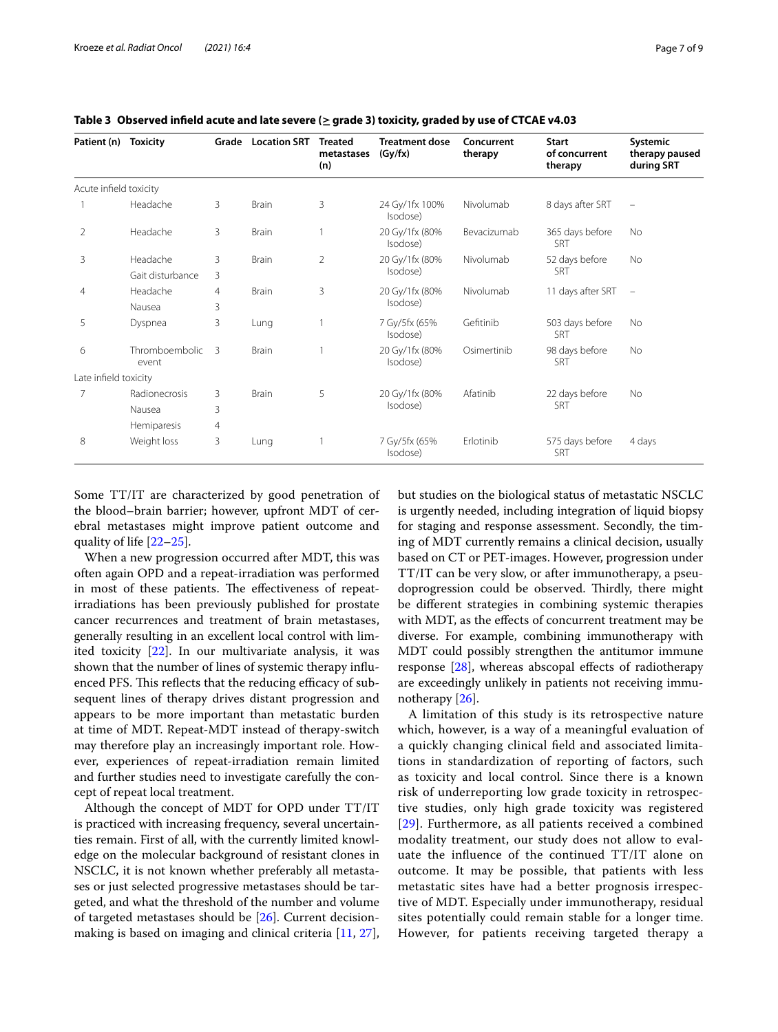**Table 3 Observed infield acute and late severe (≥ grade 3) toxicity, graded by use of CTCAE v4.03**

| Patient (n) | Toxicity | Grade | Location SRT | Treated metastases (n) | Treatment dose (Gy/fx) | Concurrent therapy | Start of concurrent therapy | Systemic therapy paused during SRT |
|---|---|---|---|---|---|---|---|---|
| Acute infield toxicity | | | | | | | | |
| 1 | Headache | 3 | Brain | 3 | 24 Gy/1fx 100% Isodose) | Nivolumab | 8 days after SRT | – |
| 2 | Headache | 3 | Brain | 1 | 20 Gy/1fx (80% Isodose) | Bevacizumab | 365 days before SRT | No |
| 3 | Headache | 3 | Brain | 2 | 20 Gy/1fx (80% Isodose) | Nivolumab | 52 days before SRT | No |
| | Gait disturbance | 3 | | | | | | |
| 4 | Headache | 4 | Brain | 3 | 20 Gy/1fx (80% Isodose) | Nivolumab | 11 days after SRT | – |
| | Nausea | 3 | | | | | | |
| 5 | Dyspnea | 3 | Lung | 1 | 7 Gy/5fx (65% Isodose) | Gefitinib | 503 days before SRT | No |
| 6 | Thromboembolic event | 3 | Brain | 1 | 20 Gy/1fx (80% Isodose) | Osimertinib | 98 days before SRT | No |
| Late infield toxicity | | | | | | | | |
| 7 | Radionecrosis | 3 | Brain | 5 | 20 Gy/1fx (80% Isodose) | Afatinib | 22 days before SRT | No |
| | Nausea | 3 | | | | | | |
| | Hemiparesis | 4 | | | | | | |
| 8 | Weight loss | 3 | Lung | 1 | 7 Gy/5fx (65% Isodose) | Erlotinib | 575 days before SRT | 4 days |

Some TT/IT are characterized by good penetration of the blood–brain barrier; however, upfront MDT of cerebral metastases might improve patient outcome and quality of life [22–25].

When a new progression occurred after MDT, this was often again OPD and a repeat-irradiation was performed in most of these patients. The effectiveness of repeat-irradiations has been previously published for prostate cancer recurrences and treatment of brain metastases, generally resulting in an excellent local control with limited toxicity [22]. In our multivariate analysis, it was shown that the number of lines of systemic therapy influenced PFS. This reflects that the reducing efficacy of subsequent lines of therapy drives distant progression and appears to be more important than metastatic burden at time of MDT. Repeat-MDT instead of therapy-switch may therefore play an increasingly important role. However, experiences of repeat-irradiation remain limited and further studies need to investigate carefully the concept of repeat local treatment.

Although the concept of MDT for OPD under TT/IT is practiced with increasing frequency, several uncertainties remain. First of all, with the currently limited knowledge on the molecular background of resistant clones in NSCLC, it is not known whether preferably all metastases or just selected progressive metastases should be targeted, and what the threshold of the number and volume of targeted metastases should be [26]. Current decision-making is based on imaging and clinical criteria [11, 27], but studies on the biological status of metastatic NSCLC is urgently needed, including integration of liquid biopsy for staging and response assessment. Secondly, the timing of MDT currently remains a clinical decision, usually based on CT or PET-images. However, progression under TT/IT can be very slow, or after immunotherapy, a pseudoprogression could be observed. Thirdly, there might be different strategies in combining systemic therapies with MDT, as the effects of concurrent treatment may be diverse. For example, combining immunotherapy with MDT could possibly strengthen the antitumor immune response [28], whereas abscopal effects of radiotherapy are exceedingly unlikely in patients not receiving immunotherapy [26].

A limitation of this study is its retrospective nature which, however, is a way of a meaningful evaluation of a quickly changing clinical field and associated limitations in standardization of reporting of factors, such as toxicity and local control. Since there is a known risk of underreporting low grade toxicity in retrospective studies, only high grade toxicity was registered [29]. Furthermore, as all patients received a combined modality treatment, our study does not allow to evaluate the influence of the continued TT/IT alone on outcome. It may be possible, that patients with less metastatic sites have had a better prognosis irrespective of MDT. Especially under immunotherapy, residual sites potentially could remain stable for a longer time. However, for patients receiving targeted therapy a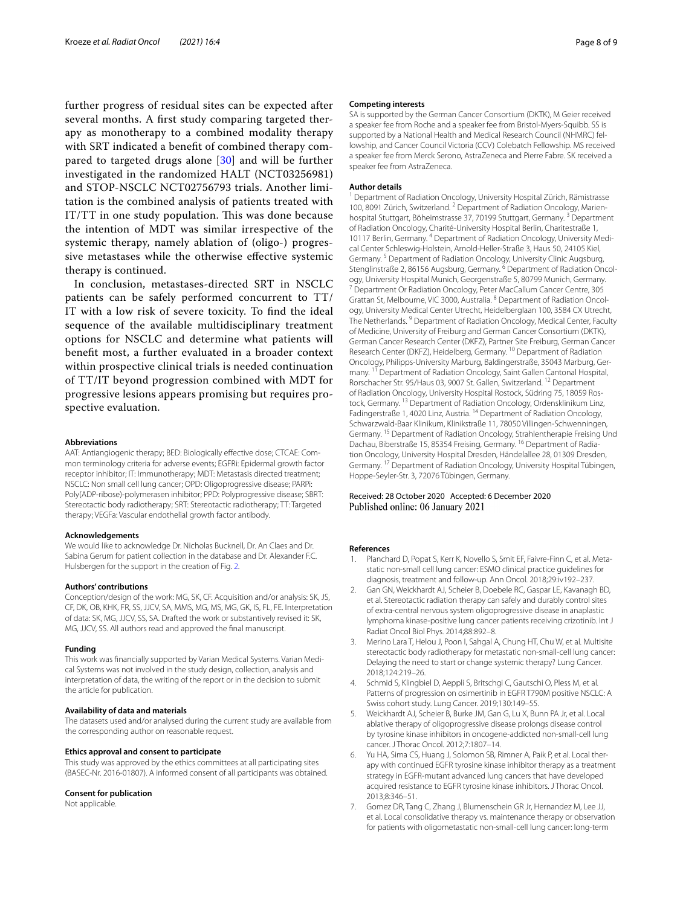further progress of residual sites can be expected after several months. A first study comparing targeted therapy as monotherapy to a combined modality therapy with SRT indicated a benefit of combined therapy compared to targeted drugs alone [30] and will be further investigated in the randomized HALT (NCT03256981) and STOP-NSCLC NCT02756793 trials. Another limitation is the combined analysis of patients treated with IT/TT in one study population. This was done because the intention of MDT was similar irrespective of the systemic therapy, namely ablation of (oligo-) progressive metastases while the otherwise effective systemic therapy is continued.

In conclusion, metastases-directed SRT in NSCLC patients can be safely performed concurrent to TT/IT with a low risk of severe toxicity. To find the ideal sequence of the available multidisciplinary treatment options for NSCLC and determine what patients will benefit most, a further evaluated in a broader context within prospective clinical trials is needed continuation of TT/IT beyond progression combined with MDT for progressive lesions appears promising but requires prospective evaluation.

#### Abbreviations

AAT: Antiangiogenic therapy; BED: Biologically effective dose; CTCAE: Common terminology criteria for adverse events; EGFRi: Epidermal growth factor receptor inhibitor; IT: Immunotherapy; MDT: Metastasis directed treatment; NSCLC: Non small cell lung cancer; OPD: Oligoprogressive disease; PARPi: Poly(ADP-ribose)-polymerasen inhibitor; PPD: Polyprogressive disease; SBRT: Stereotactic body radiotherapy; SRT: Stereotactic radiotherapy; TT: Targeted therapy; VEGFa: Vascular endothelial growth factor antibody.

#### Acknowledgements

We would like to acknowledge Dr. Nicholas Bucknell, Dr. An Claes and Dr. Sabina Gerum for patient collection in the database and Dr. Alexander F.C. Hulsbergen for the support in the creation of Fig. 2.

#### Authors' contributions

Conception/design of the work: MG, SK, CF. Acquisition and/or analysis: SK, JS, CF, DK, OB, KHK, FR, SS, JJCV, SA, MMS, MG, MS, MG, GK, IS, FL, FE. Interpretation of data: SK, MG, JJCV, SS, SA. Drafted the work or substantively revised it: SK, MG, JJCV, SS. All authors read and approved the final manuscript.

#### Funding

This work was financially supported by Varian Medical Systems. Varian Medical Systems was not involved in the study design, collection, analysis and interpretation of data, the writing of the report or in the decision to submit the article for publication.

#### Availability of data and materials

The datasets used and/or analysed during the current study are available from the corresponding author on reasonable request.

#### Ethics approval and consent to participate

This study was approved by the ethics committees at all participating sites (BASEC-Nr. 2016-01807). A informed consent of all participants was obtained.

#### Consent for publication

Not applicable.

#### Competing interests

SA is supported by the German Cancer Consortium (DKTK), M Geier received a speaker fee from Roche and a speaker fee from Bristol-Myers-Squibb. SS is supported by a National Health and Medical Research Council (NHMRC) fellowship, and Cancer Council Victoria (CCV) Colebatch Fellowship. MS received a speaker fee from Merck Serono, AstraZeneca and Pierre Fabre. SK received a speaker fee from AstraZeneca.

#### Author details

[1] Department of Radiation Oncology, University Hospital Zürich, Rämistrasse 100, 8091 Zürich, Switzerland. [2] Department of Radiation Oncology, Marienhospital Stuttgart, Böheimstrasse 37, 70199 Stuttgart, Germany. [3] Department of Radiation Oncology, Charité-University Hospital Berlin, Charitestraße 1, 10117 Berlin, Germany. [4] Department of Radiation Oncology, University Medical Center Schleswig-Holstein, Arnold-Heller-Straße 3, Haus 50, 24105 Kiel, Germany. [5] Department of Radiation Oncology, University Clinic Augsburg, Stenglinstraße 2, 86156 Augsburg, Germany. [6] Department of Radiation Oncology, University Hospital Munich, Georgenstraße 5, 80799 Munich, Germany. [7] Department Or Radiation Oncology, Peter MacCallum Cancer Centre, 305 Grattan St, Melbourne, VIC 3000, Australia. [8] Department of Radiation Oncology, University Medical Center Utrecht, Heidelberglaan 100, 3584 CX Utrecht, The Netherlands. [9] Department of Radiation Oncology, Medical Center, Faculty of Medicine, University of Freiburg and German Cancer Consortium (DKTK), German Cancer Research Center (DKFZ), Partner Site Freiburg, German Cancer Research Center (DKFZ), Heidelberg, Germany. [10] Department of Radiation Oncology, Philipps-University Marburg, Baldingerstraße, 35043 Marburg, Germany. [11] Department of Radiation Oncology, Saint Gallen Cantonal Hospital, Rorschacher Str. 95/Haus 03, 9007 St. Gallen, Switzerland. [12] Department of Radiation Oncology, University Hospital Rostock, Südring 75, 18059 Rostock, Germany. [13] Department of Radiation Oncology, Ordensklinikum Linz, Fadingerstraße 1, 4020 Linz, Austria. [14] Department of Radiation Oncology, Schwarzwald-Baar Klinikum, Klinikstraße 11, 78050 Villingen-Schwenningen, Germany. [15] Department of Radiation Oncology, Strahlentherapie Freising Und Dachau, Biberstraße 15, 85354 Freising, Germany. [16] Department of Radiation Oncology, University Hospital Dresden, Händelallee 28, 01309 Dresden, Germany. [17] Department of Radiation Oncology, University Hospital Tübingen, Hoppe-Seyler-Str. 3, 72076 Tübingen, Germany.

Received: 28 October 2020 Accepted: 6 December 2020
Published online: 06 January 2021

#### References

1. Planchard D, Popat S, Kerr K, Novello S, Smit EF, Faivre-Finn C, et al. Metastatic non-small cell lung cancer: ESMO clinical practice guidelines for diagnosis, treatment and follow-up. Ann Oncol. 2018;29:iv192–237.
2. Gan GN, Weickhardt AJ, Scheier B, Doebele RC, Gaspar LE, Kavanagh BD, et al. Stereotactic radiation therapy can safely and durably control sites of extra-central nervous system oligoprogressive disease in anaplastic lymphoma kinase-positive lung cancer patients receiving crizotinib. Int J Radiat Oncol Biol Phys. 2014;88:892–8.
3. Merino Lara T, Helou J, Poon I, Sahgal A, Chung HT, Chu W, et al. Multisite stereotactic body radiotherapy for metastatic non-small-cell lung cancer: Delaying the need to start or change systemic therapy? Lung Cancer. 2018;124:219–26.
4. Schmid S, Klingbiel D, Aeppli S, Britschgi C, Gautschi O, Pless M, et al. Patterns of progression on osimertinib in EGFR T790M positive NSCLC: A Swiss cohort study. Lung Cancer. 2019;130:149–55.
5. Weickhardt AJ, Scheier B, Burke JM, Gan G, Lu X, Bunn PA Jr, et al. Local ablative therapy of oligoprogressive disease prolongs disease control by tyrosine kinase inhibitors in oncogene-addicted non-small-cell lung cancer. J Thorac Oncol. 2012;7:1807–14.
6. Yu HA, Sima CS, Huang J, Solomon SB, Rimner A, Paik P, et al. Local therapy with continued EGFR tyrosine kinase inhibitor therapy as a treatment strategy in EGFR-mutant advanced lung cancers that have developed acquired resistance to EGFR tyrosine kinase inhibitors. J Thorac Oncol. 2013;8:346–51.
7. Gomez DR, Tang C, Zhang J, Blumenschein GR Jr, Hernandez M, Lee JJ, et al. Local consolidative therapy vs. maintenance therapy or observation for patients with oligometastatic non-small-cell lung cancer: long-term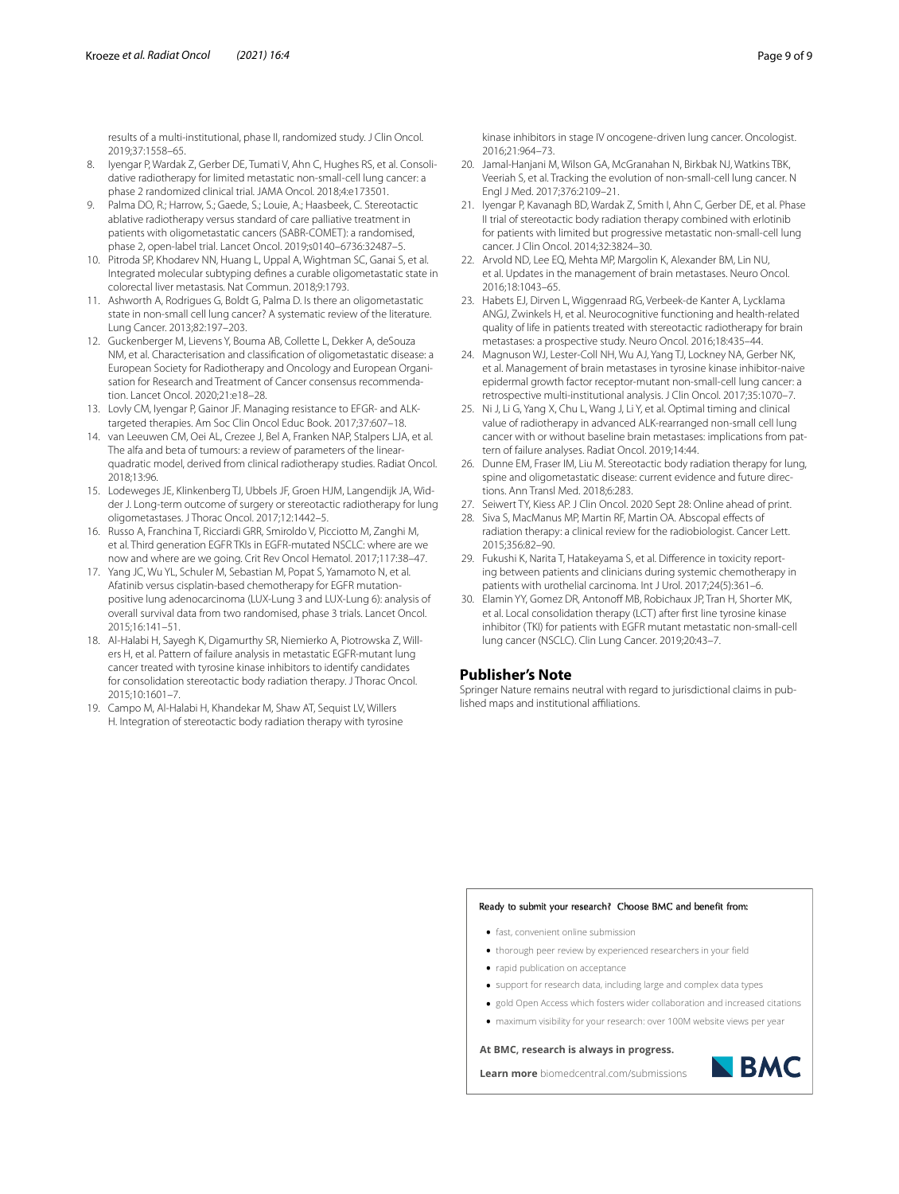results of a multi-institutional, phase II, randomized study. J Clin Oncol. 2019;37:1558–65.

8. Iyengar P, Wardak Z, Gerber DE, Tumati V, Ahn C, Hughes RS, et al. Consolidative radiotherapy for limited metastatic non-small-cell lung cancer: a phase 2 randomized clinical trial. JAMA Oncol. 2018;4:e173501.
9. Palma DO, R.; Harrow, S.; Gaede, S.; Louie, A.; Haasbeek, C. Stereotactic ablative radiotherapy versus standard of care palliative treatment in patients with oligometastatic cancers (SABR-COMET): a randomised, phase 2, open-label trial. Lancet Oncol. 2019;s0140–6736:32487–5.
10. Pitroda SP, Khodarev NN, Huang L, Uppal A, Wightman SC, Ganai S, et al. Integrated molecular subtyping defines a curable oligometastatic state in colorectal liver metastasis. Nat Commun. 2018;9:1793.
11. Ashworth A, Rodrigues G, Boldt G, Palma D. Is there an oligometastatic state in non-small cell lung cancer? A systematic review of the literature. Lung Cancer. 2013;82:197–203.
12. Guckenberger M, Lievens Y, Bouma AB, Collette L, Dekker A, deSouza NM, et al. Characterisation and classification of oligometastatic disease: a European Society for Radiotherapy and Oncology and European Organisation for Research and Treatment of Cancer consensus recommendation. Lancet Oncol. 2020;21:e18–28.
13. Lovly CM, Iyengar P, Gainor JF. Managing resistance to EFGR- and ALK-targeted therapies. Am Soc Clin Oncol Educ Book. 2017;37:607–18.
14. van Leeuwen CM, Oei AL, Crezee J, Bel A, Franken NAP, Stalpers LJA, et al. The alfa and beta of tumours: a review of parameters of the linear-quadratic model, derived from clinical radiotherapy studies. Radiat Oncol. 2018;13:96.
15. Lodeweges JE, Klinkenberg TJ, Ubbels JF, Groen HJM, Langendijk JA, Widder J. Long-term outcome of surgery or stereotactic radiotherapy for lung oligometastases. J Thorac Oncol. 2017;12:1442–5.
16. Russo A, Franchina T, Ricciardi GRR, Smiroldo V, Picciotto M, Zanghi M, et al. Third generation EGFR TKIs in EGFR-mutated NSCLC: where are we now and where are we going. Crit Rev Oncol Hematol. 2017;117:38–47.
17. Yang JC, Wu YL, Schuler M, Sebastian M, Popat S, Yamamoto N, et al. Afatinib versus cisplatin-based chemotherapy for EGFR mutation-positive lung adenocarcinoma (LUX-Lung 3 and LUX-Lung 6): analysis of overall survival data from two randomised, phase 3 trials. Lancet Oncol. 2015;16:141–51.
18. Al-Halabi H, Sayegh K, Digamurthy SR, Niemierko A, Piotrowska Z, Willers H, et al. Pattern of failure analysis in metastatic EGFR-mutant lung cancer treated with tyrosine kinase inhibitors to identify candidates for consolidation stereotactic body radiation therapy. J Thorac Oncol. 2015;10:1601–7.
19. Campo M, Al-Halabi H, Khandekar M, Shaw AT, Sequist LV, Willers H. Integration of stereotactic body radiation therapy with tyrosine kinase inhibitors in stage IV oncogene-driven lung cancer. Oncologist. 2016;21:964–73.
20. Jamal-Hanjani M, Wilson GA, McGranahan N, Birkbak NJ, Watkins TBK, Veeriah S, et al. Tracking the evolution of non-small-cell lung cancer. N Engl J Med. 2017;376:2109–21.
21. Iyengar P, Kavanagh BD, Wardak Z, Smith I, Ahn C, Gerber DE, et al. Phase II trial of stereotactic body radiation therapy combined with erlotinib for patients with limited but progressive metastatic non-small-cell lung cancer. J Clin Oncol. 2014;32:3824–30.
22. Arvold ND, Lee EQ, Mehta MP, Margolin K, Alexander BM, Lin NU, et al. Updates in the management of brain metastases. Neuro Oncol. 2016;18:1043–65.
23. Habets EJ, Dirven L, Wiggenraad RG, Verbeek-de Kanter A, Lycklama ANGJ, Zwinkels H, et al. Neurocognitive functioning and health-related quality of life in patients treated with stereotactic radiotherapy for brain metastases: a prospective study. Neuro Oncol. 2016;18:435–44.
24. Magnuson WJ, Lester-Coll NH, Wu AJ, Yang TJ, Lockney NA, Gerber NK, et al. Management of brain metastases in tyrosine kinase inhibitor-naive epidermal growth factor receptor-mutant non-small-cell lung cancer: a retrospective multi-institutional analysis. J Clin Oncol. 2017;35:1070–7.
25. Ni J, Li G, Yang X, Chu L, Wang J, Li Y, et al. Optimal timing and clinical value of radiotherapy in advanced ALK-rearranged non-small cell lung cancer with or without baseline brain metastases: implications from pattern of failure analyses. Radiat Oncol. 2019;14:44.
26. Dunne EM, Fraser IM, Liu M. Stereotactic body radiation therapy for lung, spine and oligometastatic disease: current evidence and future directions. Ann Transl Med. 2018;6:283.
27. Seiwert TY, Kiess AP. J Clin Oncol. 2020 Sept 28: Online ahead of print.
28. Siva S, MacManus MP, Martin RF, Martin OA. Abscopal effects of radiation therapy: a clinical review for the radiobiologist. Cancer Lett. 2015;356:82–90.
29. Fukushi K, Narita T, Hatakeyama S, et al. Difference in toxicity reporting between patients and clinicians during systemic chemotherapy in patients with urothelial carcinoma. Int J Urol. 2017;24(5):361–6.
30. Elamin YY, Gomez DR, Antonoff MB, Robichaux JP, Tran H, Shorter MK, et al. Local consolidation therapy (LCT) after first line tyrosine kinase inhibitor (TKI) for patients with EGFR mutant metastatic non-small-cell lung cancer (NSCLC). Clin Lung Cancer. 2019;20:43–7.

## Publisher's Note

Springer Nature remains neutral with regard to jurisdictional claims in published maps and institutional affiliations.

Ready to submit your research? Choose BMC and benefit from:

- fast, convenient online submission
- thorough peer review by experienced researchers in your field
- rapid publication on acceptance
- support for research data, including large and complex data types
- gold Open Access which fosters wider collaboration and increased citations
- maximum visibility for your research: over 100M website views per year

**At BMC, research is always in progress.**

**Learn more** biomedcentral.com/submissions

BMC